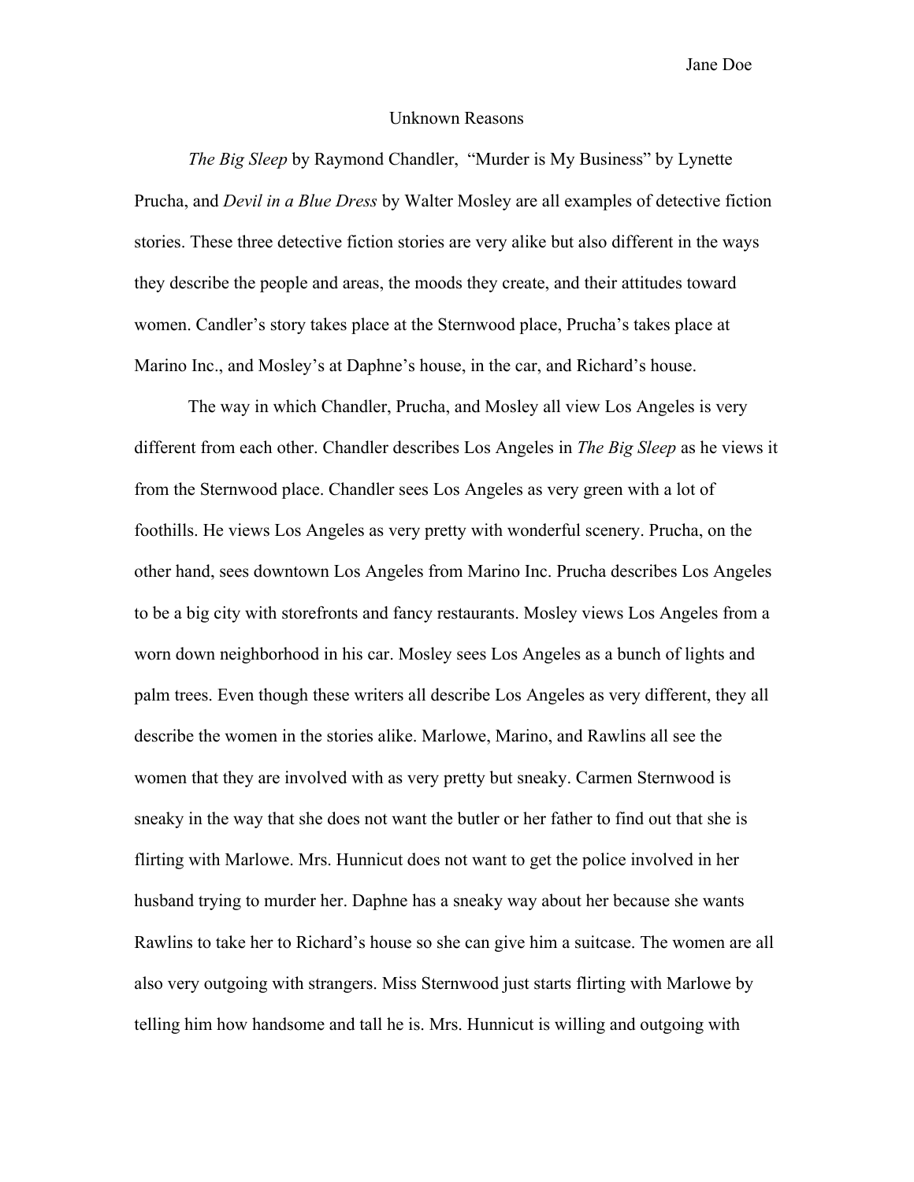# Unknown Reasons

*The Big Sleep* by Raymond Chandler, "Murder is My Business" by Lynette Prucha, and *Devil in a Blue Dress* by Walter Mosley are all examples of detective fiction stories. These three detective fiction stories are very alike but also different in the ways they describe the people and areas, the moods they create, and their attitudes toward women. Candler's story takes place at the Sternwood place, Prucha's takes place at Marino Inc., and Mosley's at Daphne's house, in the car, and Richard's house.

The way in which Chandler, Prucha, and Mosley all view Los Angeles is very different from each other. Chandler describes Los Angeles in *The Big Sleep* as he views it from the Sternwood place. Chandler sees Los Angeles as very green with a lot of foothills. He views Los Angeles as very pretty with wonderful scenery. Prucha, on the other hand, sees downtown Los Angeles from Marino Inc. Prucha describes Los Angeles to be a big city with storefronts and fancy restaurants. Mosley views Los Angeles from a worn down neighborhood in his car. Mosley sees Los Angeles as a bunch of lights and palm trees. Even though these writers all describe Los Angeles as very different, they all describe the women in the stories alike. Marlowe, Marino, and Rawlins all see the women that they are involved with as very pretty but sneaky. Carmen Sternwood is sneaky in the way that she does not want the butler or her father to find out that she is flirting with Marlowe. Mrs. Hunnicut does not want to get the police involved in her husband trying to murder her. Daphne has a sneaky way about her because she wants Rawlins to take her to Richard's house so she can give him a suitcase. The women are all also very outgoing with strangers. Miss Sternwood just starts flirting with Marlowe by telling him how handsome and tall he is. Mrs. Hunnicut is willing and outgoing with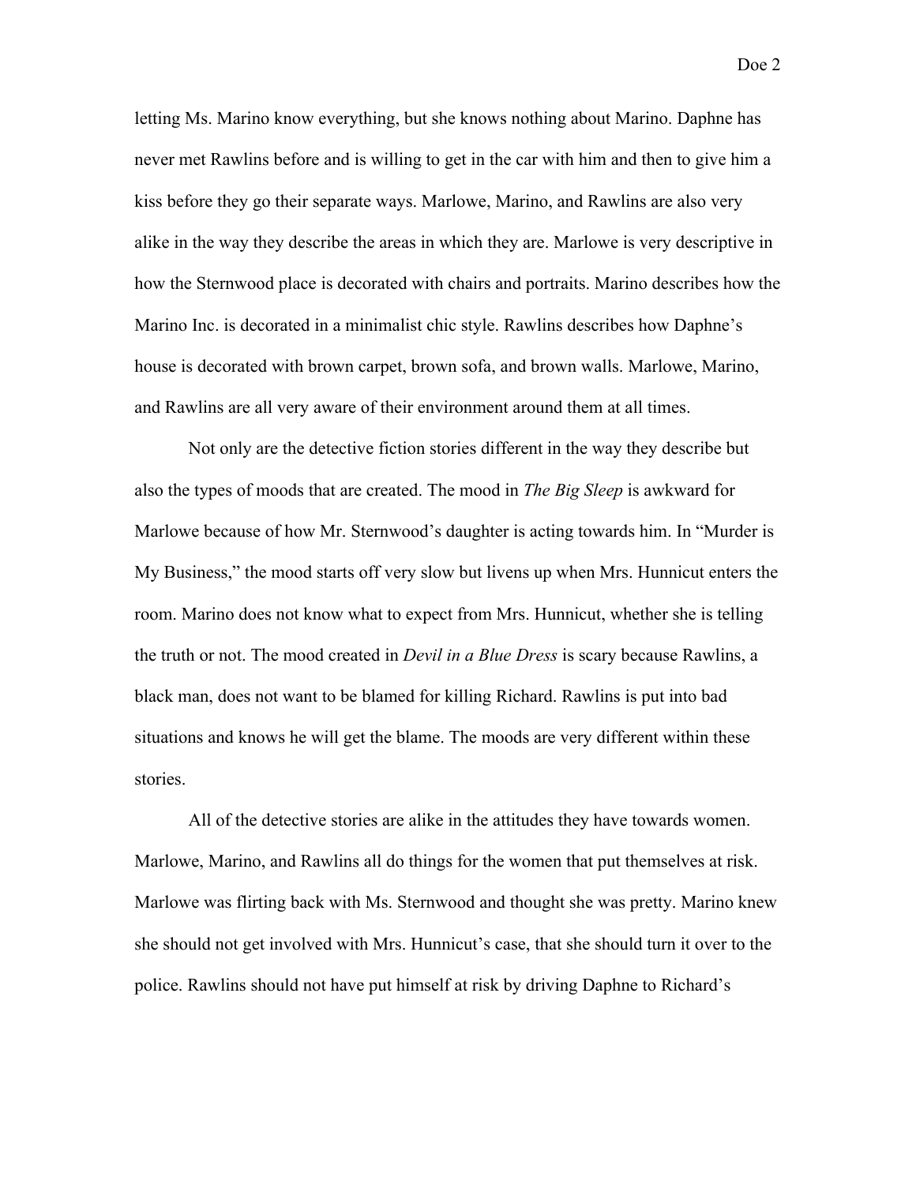letting Ms. Marino know everything, but she knows nothing about Marino. Daphne has never met Rawlins before and is willing to get in the car with him and then to give him a kiss before they go their separate ways. Marlowe, Marino, and Rawlins are also very alike in the way they describe the areas in which they are. Marlowe is very descriptive in how the Sternwood place is decorated with chairs and portraits. Marino describes how the Marino Inc. is decorated in a minimalist chic style. Rawlins describes how Daphne's house is decorated with brown carpet, brown sofa, and brown walls. Marlowe, Marino, and Rawlins are all very aware of their environment around them at all times.

Not only are the detective fiction stories different in the way they describe but also the types of moods that are created. The mood in *The Big Sleep* is awkward for Marlowe because of how Mr. Sternwood's daughter is acting towards him. In "Murder is My Business," the mood starts off very slow but livens up when Mrs. Hunnicut enters the room. Marino does not know what to expect from Mrs. Hunnicut, whether she is telling the truth or not. The mood created in *Devil in a Blue Dress* is scary because Rawlins, a black man, does not want to be blamed for killing Richard. Rawlins is put into bad situations and knows he will get the blame. The moods are very different within these stories.

All of the detective stories are alike in the attitudes they have towards women. Marlowe, Marino, and Rawlins all do things for the women that put themselves at risk. Marlowe was flirting back with Ms. Sternwood and thought she was pretty. Marino knew she should not get involved with Mrs. Hunnicut's case, that she should turn it over to the police. Rawlins should not have put himself at risk by driving Daphne to Richard's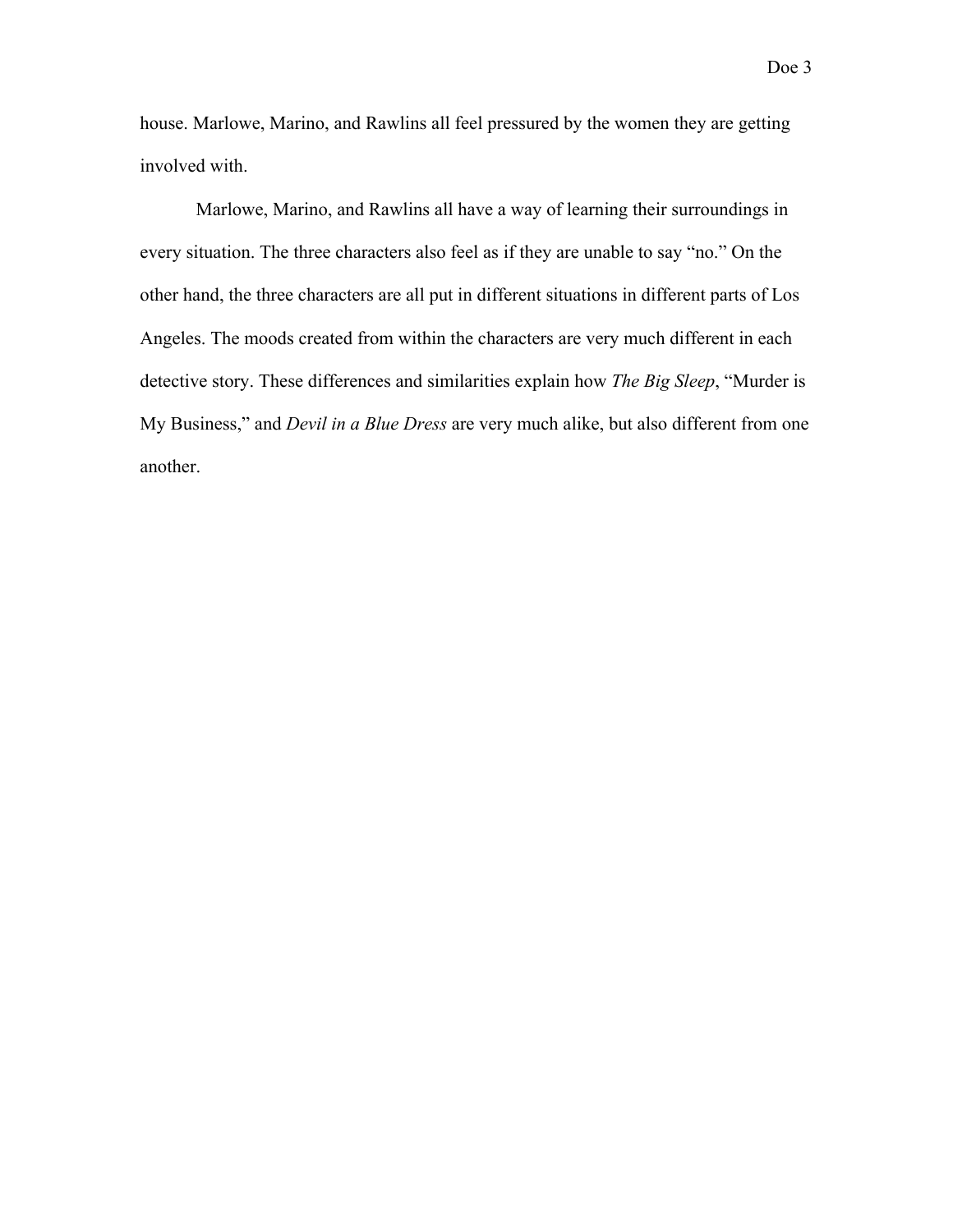house. Marlowe, Marino, and Rawlins all feel pressured by the women they are getting involved with.

Marlowe, Marino, and Rawlins all have a way of learning their surroundings in every situation. The three characters also feel as if they are unable to say "no." On the other hand, the three characters are all put in different situations in different parts of Los Angeles. The moods created from within the characters are very much different in each detective story. These differences and similarities explain how *The Big Sleep*, "Murder is My Business," and *Devil in a Blue Dress* are very much alike, but also different from one another.